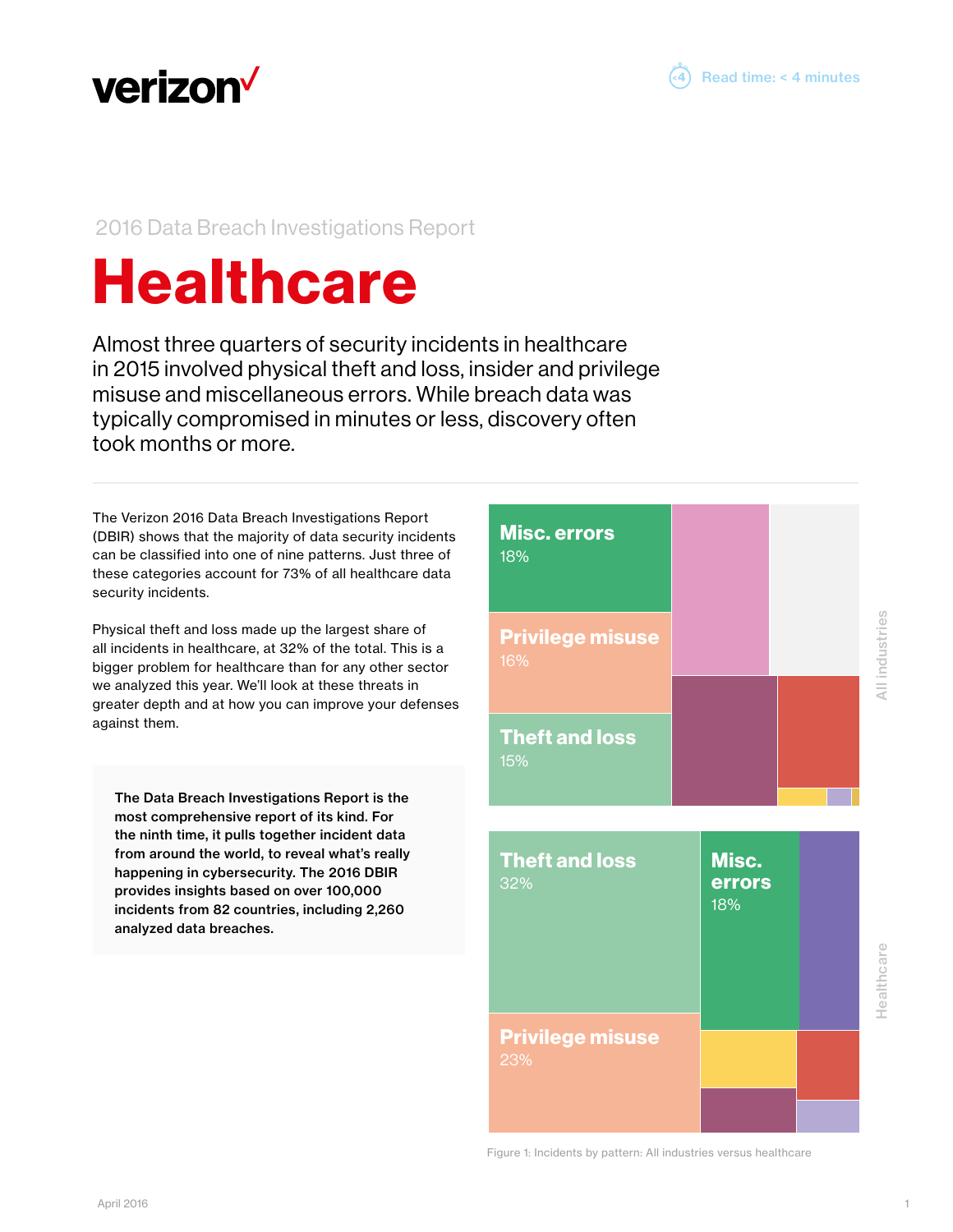verizon✓

Read time: < 4 minutes

2016 Data Breach Investigations Report

# Healthcare

Almost three quarters of security incidents in healthcare in 2015 involved physical theft and loss, insider and privilege misuse and miscellaneous errors. While breach data was typically compromised in minutes or less, discovery often took months or more.

The Verizon 2016 Data Breach Investigations Report (DBIR) shows that the majority of data security incidents can be classified into one of nine patterns. Just three of these categories account for 73% of all healthcare data security incidents.

Physical theft and loss made up the largest share of all incidents in healthcare, at 32% of the total. This is a bigger problem for healthcare than for any other sector we analyzed this year. We'll look at these threats in greater depth and at how you can improve your defenses against them.

**The Data Breach Investigations Report is the most comprehensive report of its kind. For the ninth time, it pulls together incident data from around the world, to reveal what's really happening in cybersecurity. The 2016 DBIR provides insights based on over 100,000 incidents from 82 countries, including 2,260 analyzed data breaches.**

All industries

**Misc. errors** 18%

**Privilege misuse** 16%

**Theft and loss** 15%

Healthcare

**Theft and loss** 32%

**Misc. errors** 18%

**Privilege misuse** 23%

Figure 1: Incidents by pattern: All industries versus healthcare

April 2016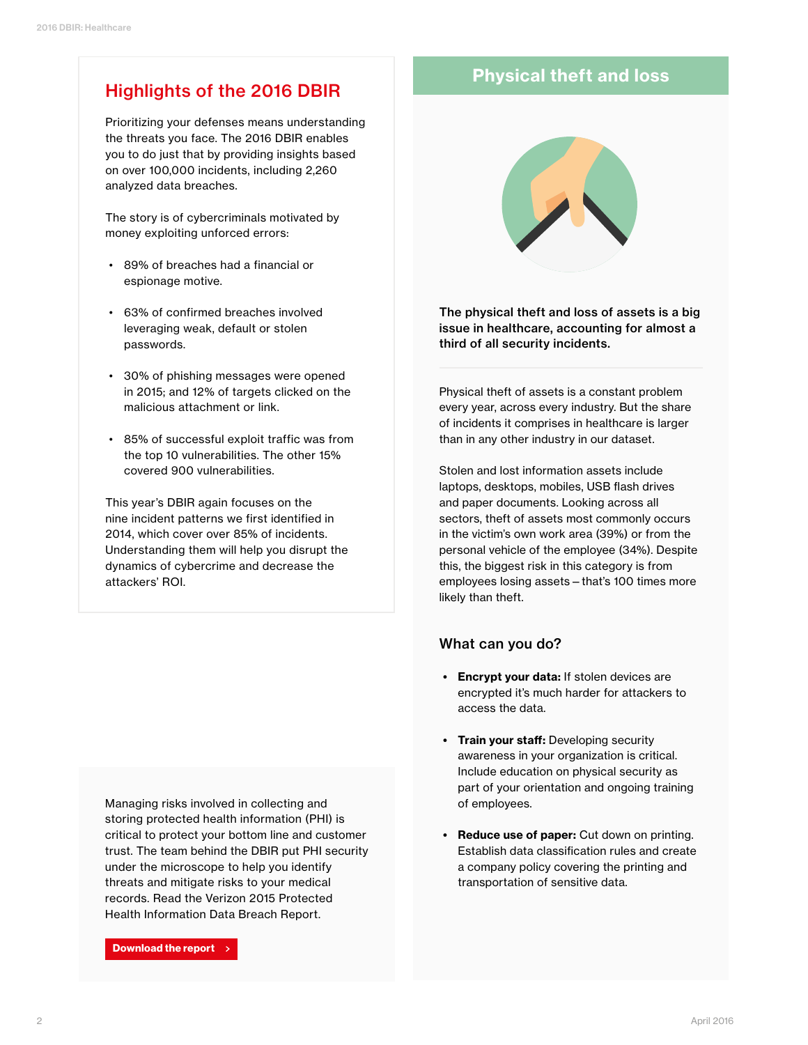## Highlights of the 2016 DBIR

Prioritizing your defenses means understanding the threats you face. The 2016 DBIR enables you to do just that by providing insights based on over 100,000 incidents, including 2,260 analyzed data breaches.

The story is of cybercriminals motivated by money exploiting unforced errors:

- 89% of breaches had a financial or espionage motive.
- 63% of confirmed breaches involved leveraging weak, default or stolen passwords.
- 30% of phishing messages were opened in 2015; and 12% of targets clicked on the malicious attachment or link.
- 85% of successful exploit traffic was from the top 10 vulnerabilities. The other 15% covered 900 vulnerabilities.

This year's DBIR again focuses on the nine incident patterns we first identified in 2014, which cover over 85% of incidents. Understanding them will help you disrupt the dynamics of cybercrime and decrease the attackers' ROI.

Managing risks involved in collecting and storing protected health information (PHI) is critical to protect your bottom line and customer trust. The team behind the DBIR put PHI security under the microscope to help you identify threats and mitigate risks to your medical records. Read the Verizon 2015 Protected Health Information Data Breach Report.

Download the report >

## Physical theft and loss

**The physical theft and loss of assets is a big issue in healthcare, accounting for almost a third of all security incidents.**

Physical theft of assets is a constant problem every year, across every industry. But the share of incidents it comprises in healthcare is larger than in any other industry in our dataset.

Stolen and lost information assets include laptops, desktops, mobiles, USB flash drives and paper documents. Looking across all sectors, theft of assets most commonly occurs in the victim's own work area (39%) or from the personal vehicle of the employee (34%). Despite this, the biggest risk in this category is from employees losing assets – that's 100 times more likely than theft.

### What can you do?

- **Encrypt your data:** If stolen devices are encrypted it's much harder for attackers to access the data.
- **Train your staff:** Developing security awareness in your organization is critical. Include education on physical security as part of your orientation and ongoing training of employees.
- **Reduce use of paper:** Cut down on printing. Establish data classification rules and create a company policy covering the printing and transportation of sensitive data.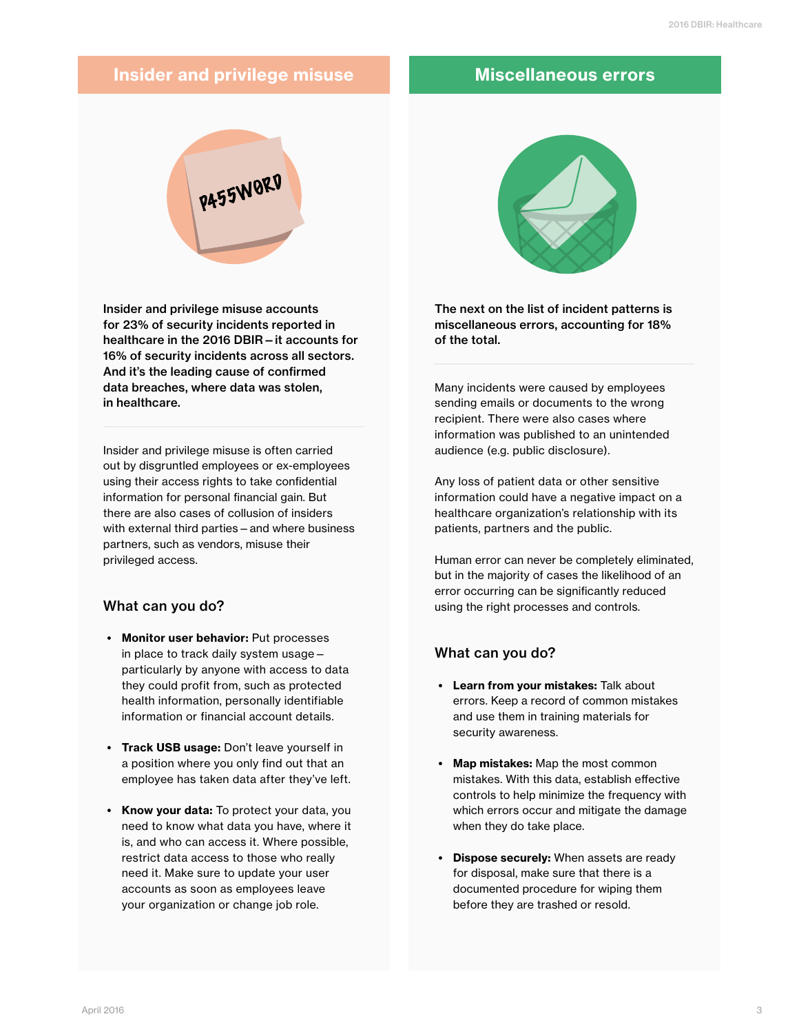## Insider and privilege misuse

**Insider and privilege misuse accounts for 23% of security incidents reported in healthcare in the 2016 DBIR – it accounts for 16% of security incidents across all sectors. And it's the leading cause of confirmed data breaches, where data was stolen, in healthcare.**

Insider and privilege misuse is often carried out by disgruntled employees or ex-employees using their access rights to take confidential information for personal financial gain. But there are also cases of collusion of insiders with external third parties – and where business partners, such as vendors, misuse their privileged access.

### What can you do?

- **Monitor user behavior:** Put processes in place to track daily system usage – particularly by anyone with access to data they could profit from, such as protected health information, personally identifiable information or financial account details.
- **Track USB usage:** Don't leave yourself in a position where you only find out that an employee has taken data after they've left.
- **Know your data:** To protect your data, you need to know what data you have, where it is, and who can access it. Where possible, restrict data access to those who really need it. Make sure to update your user accounts as soon as employees leave your organization or change job role.

## Miscellaneous errors

**The next on the list of incident patterns is miscellaneous errors, accounting for 18% of the total.**

Many incidents were caused by employees sending emails or documents to the wrong recipient. There were also cases where information was published to an unintended audience (e.g. public disclosure).

Any loss of patient data or other sensitive information could have a negative impact on a healthcare organization's relationship with its patients, partners and the public.

Human error can never be completely eliminated, but in the majority of cases the likelihood of an error occurring can be significantly reduced using the right processes and controls.

### What can you do?

- **Learn from your mistakes:** Talk about errors. Keep a record of common mistakes and use them in training materials for security awareness.
- **Map mistakes:** Map the most common mistakes. With this data, establish effective controls to help minimize the frequency with which errors occur and mitigate the damage when they do take place.
- **Dispose securely:** When assets are ready for disposal, make sure that there is a documented procedure for wiping them before they are trashed or resold.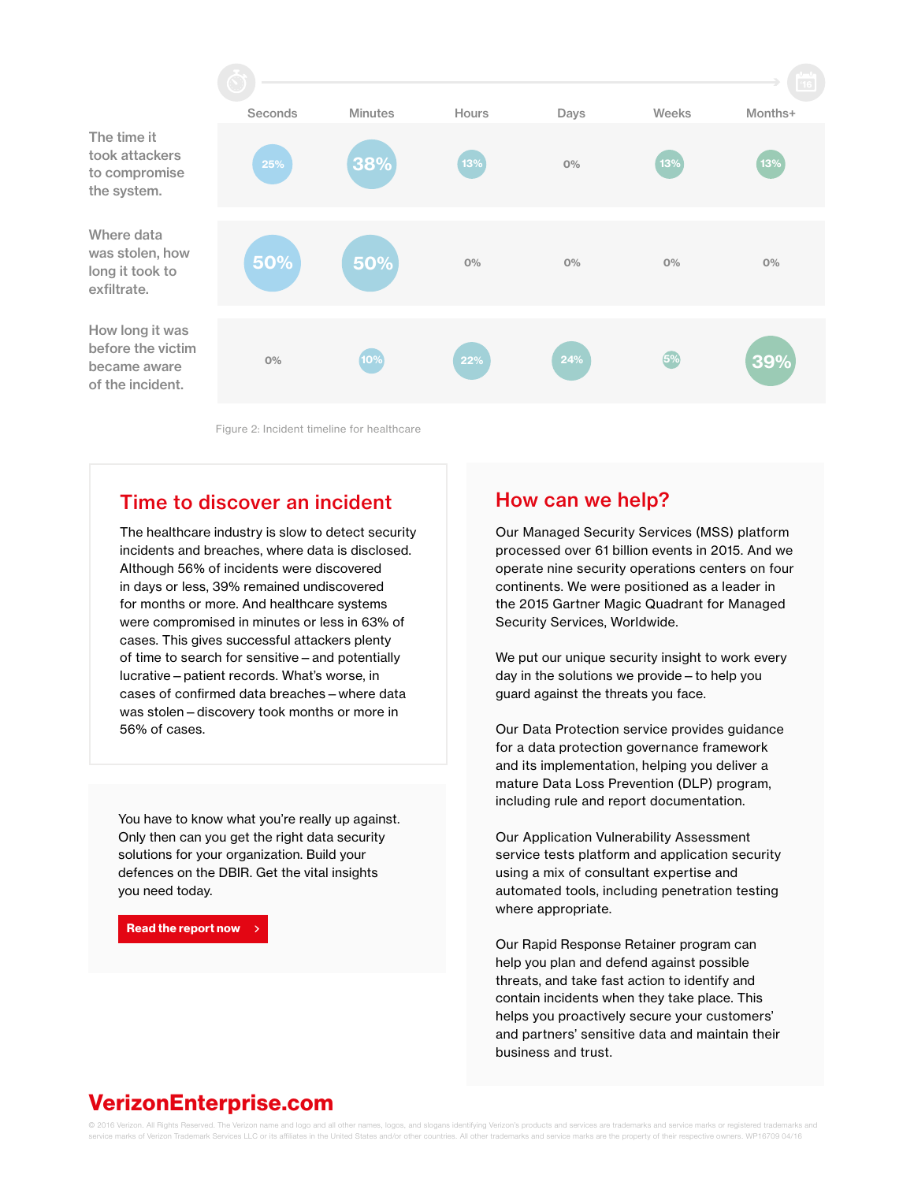Seconds

Minutes

Hours

Days

Weeks

Months+

The time it took attackers to compromise the system.

25%

38%

13%

0%

13%

13%

Where data was stolen, how long it took to exfiltrate.

50%

50%

0%

0%

0%

0%

How long it was before the victim became aware of the incident.

0%

10%

22%

24%

5%

39%

Figure 2: Incident timeline for healthcare

## Time to discover an incident

The healthcare industry is slow to detect security incidents and breaches, where data is disclosed. Although 56% of incidents were discovered in days or less, 39% remained undiscovered for months or more. And healthcare systems were compromised in minutes or less in 63% of cases. This gives successful attackers plenty of time to search for sensitive – and potentially lucrative – patient records. What's worse, in cases of confirmed data breaches – where data was stolen – discovery took months or more in 56% of cases.

You have to know what you're really up against. Only then can you get the right data security solutions for your organization. Build your defences on the DBIR. Get the vital insights you need today.

**Read the report now ›**

## How can we help?

Our Managed Security Services (MSS) platform processed over 61 billion events in 2015. And we operate nine security operations centers on four continents. We were positioned as a leader in the 2015 Gartner Magic Quadrant for Managed Security Services, Worldwide.

We put our unique security insight to work every day in the solutions we provide – to help you guard against the threats you face.

Our Data Protection service provides guidance for a data protection governance framework and its implementation, helping you deliver a mature Data Loss Prevention (DLP) program, including rule and report documentation.

Our Application Vulnerability Assessment service tests platform and application security using a mix of consultant expertise and automated tools, including penetration testing where appropriate.

Our Rapid Response Retainer program can help you plan and defend against possible threats, and take fast action to identify and contain incidents when they take place. This helps you proactively secure your customers' and partners' sensitive data and maintain their business and trust.

**VerizonEnterprise.com**

© 2016 Verizon. All Rights Reserved. The Verizon name and logo and all other names, logos, and slogans identifying Verizon's products and services are trademarks and service marks or registered trademarks and service marks of Verizon Trademark Services LLC or its affiliates in the United States and/or other countries. All other trademarks and service marks are the property of their respective owners. WP16709 04/16